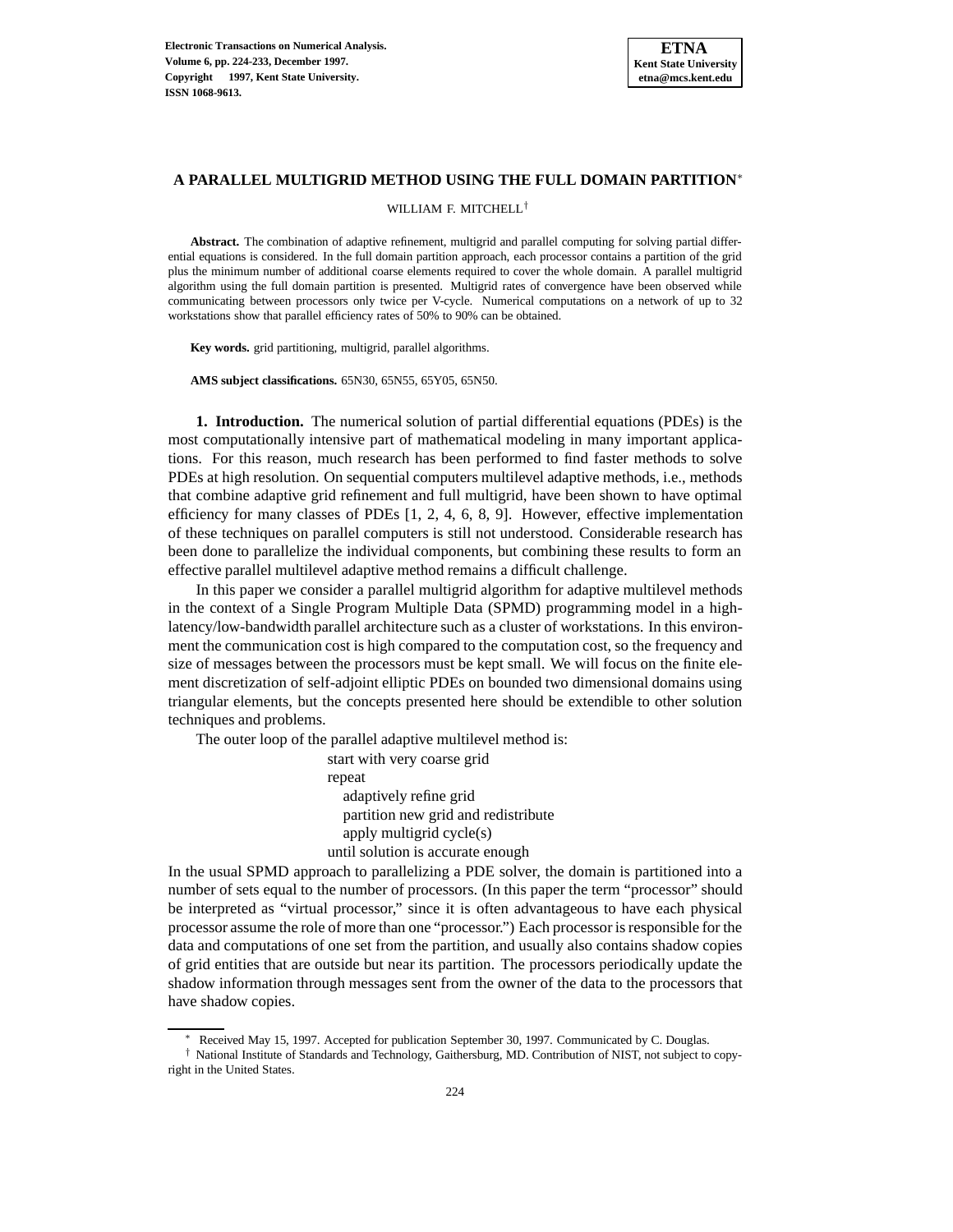# A PARALLEL MULTIGRID METHOD USING THE FULL DOMAIN PARTITION*

WILLIAM F. MITCHELL†

**Abstract.** The combination of adaptive refinement, multigrid and parallel computing for solving partial differential equations is considered. In the full domain partition approach, each processor contains a partition of the grid plus the minimum number of additional coarse elements required to cover the whole domain. A parallel multigrid algorithm using the full domain partition is presented. Multigrid rates of convergence have been observed while communicating between processors only twice per V-cycle. Numerical computations on a network of up to 32 workstations show that parallel efficiency rates of 50% to 90% can be obtained.

**Key words.** grid partitioning, multigrid, parallel algorithms.

**AMS subject classifications.** 65N30, 65N55, 65Y05, 65N50.

**1. Introduction.** The numerical solution of partial differential equations (PDEs) is the most computationally intensive part of mathematical modeling in many important applications. For this reason, much research has been performed to find faster methods to solve PDEs at high resolution. On sequential computers multilevel adaptive methods, i.e., methods that combine adaptive grid refinement and full multigrid, have been shown to have optimal efficiency for many classes of PDEs [1, 2, 4, 6, 8, 9]. However, effective implementation of these techniques on parallel computers is still not understood. Considerable research has been done to parallelize the individual components, but combining these results to form an effective parallel multilevel adaptive method remains a difficult challenge.

In this paper we consider a parallel multigrid algorithm for adaptive multilevel methods in the context of a Single Program Multiple Data (SPMD) programming model in a high-latency/low-bandwidth parallel architecture such as a cluster of workstations. In this environment the communication cost is high compared to the computation cost, so the frequency and size of messages between the processors must be kept small. We will focus on the finite element discretization of self-adjoint elliptic PDEs on bounded two dimensional domains using triangular elements, but the concepts presented here should be extendible to other solution techniques and problems.

The outer loop of the parallel adaptive multilevel method is:

```
start with very coarse grid
repeat
   adaptively refine grid
   partition new grid and redistribute
   apply multigrid cycle(s)
until solution is accurate enough
```

In the usual SPMD approach to parallelizing a PDE solver, the domain is partitioned into a number of sets equal to the number of processors. (In this paper the term "processor" should be interpreted as "virtual processor," since it is often advantageous to have each physical processor assume the role of more than one "processor.") Each processor is responsible for the data and computations of one set from the partition, and usually also contains shadow copies of grid entities that are outside but near its partition. The processors periodically update the shadow information through messages sent from the owner of the data to the processors that have shadow copies.

---

* Received May 15, 1997. Accepted for publication September 30, 1997. Communicated by C. Douglas.

† National Institute of Standards and Technology, Gaithersburg, MD. Contribution of NIST, not subject to copyright in the United States.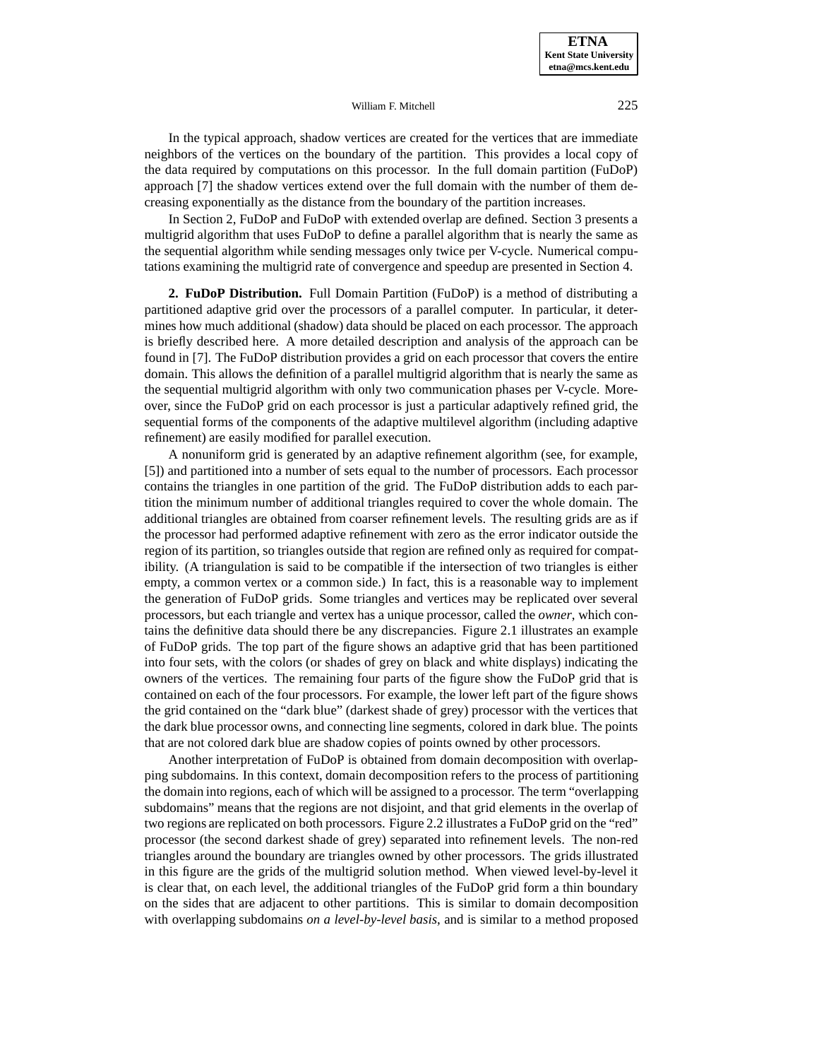In the typical approach, shadow vertices are created for the vertices that are immediate neighbors of the vertices on the boundary of the partition. This provides a local copy of the data required by computations on this processor. In the full domain partition (FuDoP) approach [7] the shadow vertices extend over the full domain with the number of them decreasing exponentially as the distance from the boundary of the partition increases.

In Section 2, FuDoP and FuDoP with extended overlap are defined. Section 3 presents a multigrid algorithm that uses FuDoP to define a parallel algorithm that is nearly the same as the sequential algorithm while sending messages only twice per V-cycle. Numerical computations examining the multigrid rate of convergence and speedup are presented in Section 4.

**2. FuDoP Distribution.** Full Domain Partition (FuDoP) is a method of distributing a partitioned adaptive grid over the processors of a parallel computer. In particular, it determines how much additional (shadow) data should be placed on each processor. The approach is briefly described here. A more detailed description and analysis of the approach can be found in [7]. The FuDoP distribution provides a grid on each processor that covers the entire domain. This allows the definition of a parallel multigrid algorithm that is nearly the same as the sequential multigrid algorithm with only two communication phases per V-cycle. Moreover, since the FuDoP grid on each processor is just a particular adaptively refined grid, the sequential forms of the components of the adaptive multilevel algorithm (including adaptive refinement) are easily modified for parallel execution.

A nonuniform grid is generated by an adaptive refinement algorithm (see, for example, [5]) and partitioned into a number of sets equal to the number of processors. Each processor contains the triangles in one partition of the grid. The FuDoP distribution adds to each partition the minimum number of additional triangles required to cover the whole domain. The additional triangles are obtained from coarser refinement levels. The resulting grids are as if the processor had performed adaptive refinement with zero as the error indicator outside the region of its partition, so triangles outside that region are refined only as required for compatibility. (A triangulation is said to be compatible if the intersection of two triangles is either empty, a common vertex or a common side.) In fact, this is a reasonable way to implement the generation of FuDoP grids. Some triangles and vertices may be replicated over several processors, but each triangle and vertex has a unique processor, called the *owner*, which contains the definitive data should there be any discrepancies. Figure 2.1 illustrates an example of FuDoP grids. The top part of the figure shows an adaptive grid that has been partitioned into four sets, with the colors (or shades of grey on black and white displays) indicating the owners of the vertices. The remaining four parts of the figure show the FuDoP grid that is contained on each of the four processors. For example, the lower left part of the figure shows the grid contained on the "dark blue" (darkest shade of grey) processor with the vertices that the dark blue processor owns, and connecting line segments, colored in dark blue. The points that are not colored dark blue are shadow copies of points owned by other processors.

Another interpretation of FuDoP is obtained from domain decomposition with overlapping subdomains. In this context, domain decomposition refers to the process of partitioning the domain into regions, each of which will be assigned to a processor. The term "overlapping subdomains" means that the regions are not disjoint, and that grid elements in the overlap of two regions are replicated on both processors. Figure 2.2 illustrates a FuDoP grid on the "red" processor (the second darkest shade of grey) separated into refinement levels. The non-red triangles around the boundary are triangles owned by other processors. The grids illustrated in this figure are the grids of the multigrid solution method. When viewed level-by-level it is clear that, on each level, the additional triangles of the FuDoP grid form a thin boundary on the sides that are adjacent to other partitions. This is similar to domain decomposition with overlapping subdomains *on a level-by-level basis*, and is similar to a method proposed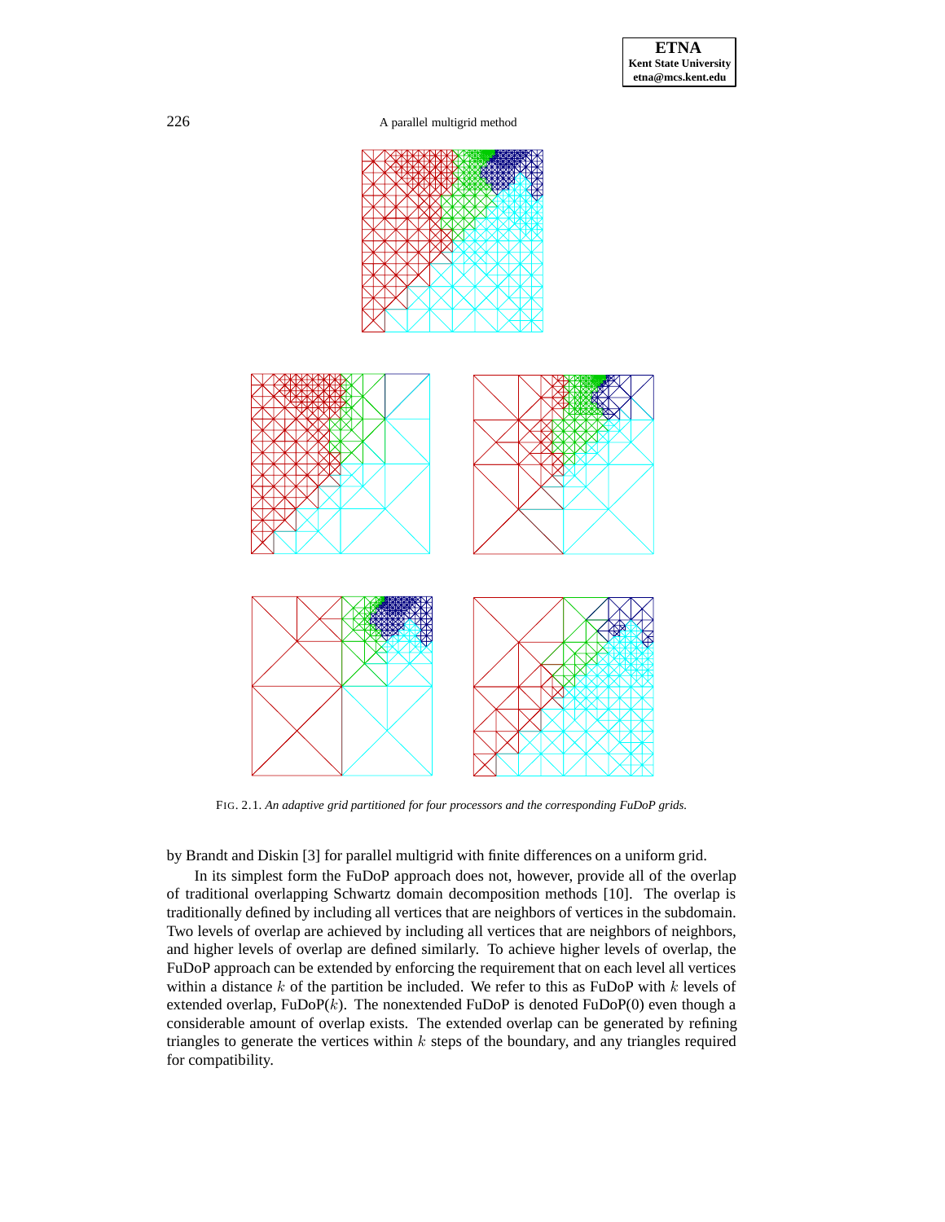FIG. 2.1. *An adaptive grid partitioned for four processors and the corresponding FuDoP grids.*

by Brandt and Diskin [3] for parallel multigrid with finite differences on a uniform grid.

In its simplest form the FuDoP approach does not, however, provide all of the overlap of traditional overlapping Schwartz domain decomposition methods [10]. The overlap is traditionally defined by including all vertices that are neighbors of vertices in the subdomain. Two levels of overlap are achieved by including all vertices that are neighbors of neighbors, and higher levels of overlap are defined similarly. To achieve higher levels of overlap, the FuDoP approach can be extended by enforcing the requirement that on each level all vertices within a distance $k$ of the partition be included. We refer to this as FuDoP with $k$ levels of extended overlap, FuDoP($k$). The nonextended FuDoP is denoted FuDoP(0) even though a considerable amount of overlap exists. The extended overlap can be generated by refining triangles to generate the vertices within $k$ steps of the boundary, and any triangles required for compatibility.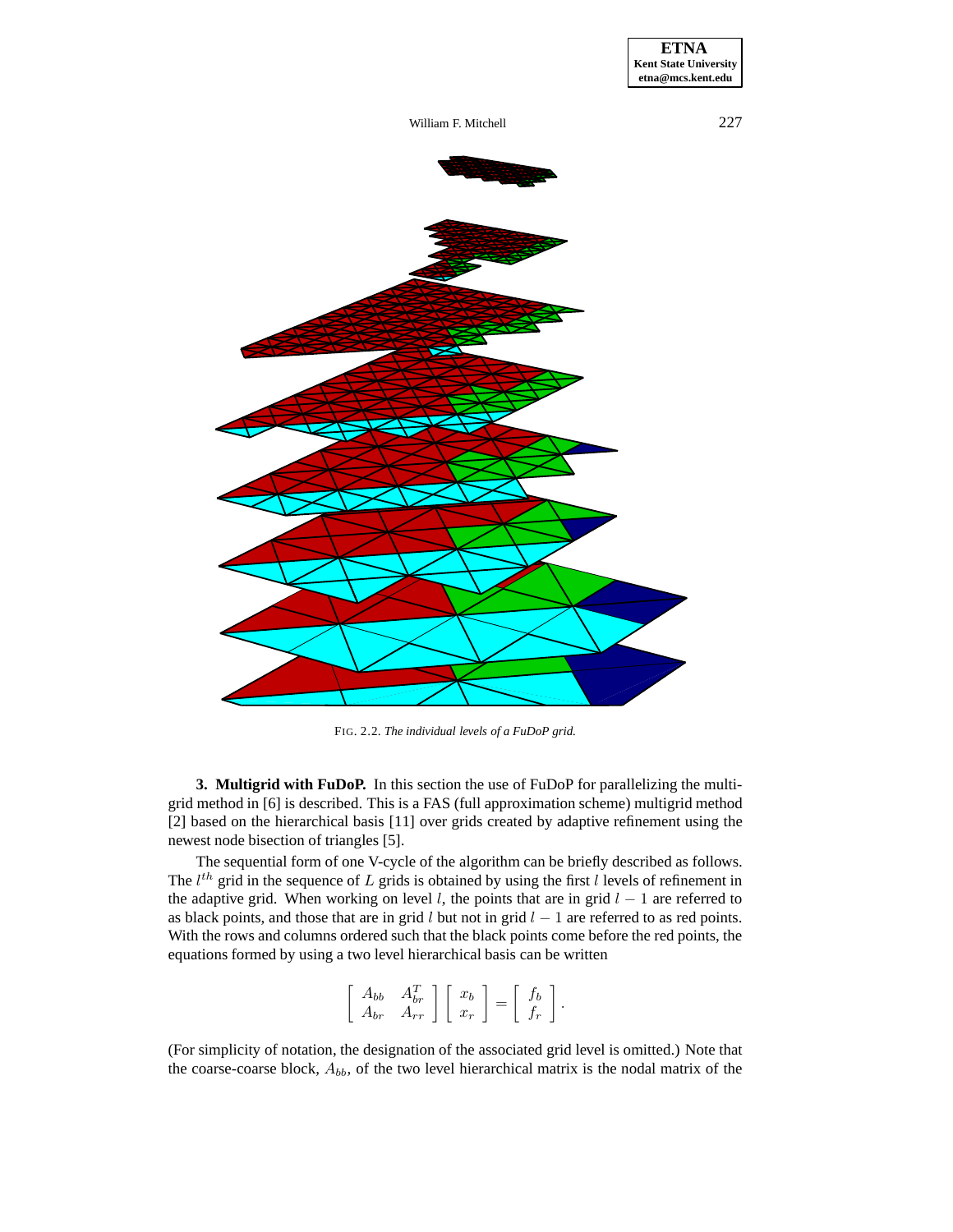FIG. 2.2. *The individual levels of a FuDoP grid.*

**3. Multigrid with FuDoP.** In this section the use of FuDoP for parallelizing the multigrid method in [6] is described. This is a FAS (full approximation scheme) multigrid method [2] based on the hierarchical basis [11] over grids created by adaptive refinement using the newest node bisection of triangles [5].

The sequential form of one V-cycle of the algorithm can be briefly described as follows. The $l^{th}$ grid in the sequence of $L$ grids is obtained by using the first $l$ levels of refinement in the adaptive grid. When working on level $l$, the points that are in grid $l-1$ are referred to as black points, and those that are in grid $l$ but not in grid $l-1$ are referred to as red points. With the rows and columns ordered such that the black points come before the red points, the equations formed by using a two level hierarchical basis can be written

$$\begin{bmatrix} A_{bb} & A_{br}^T \\ A_{br} & A_{rr} \end{bmatrix} \begin{bmatrix} x_b \\ x_r \end{bmatrix} = \begin{bmatrix} f_b \\ f_r \end{bmatrix}.$$

(For simplicity of notation, the designation of the associated grid level is omitted.) Note that the coarse-coarse block, $A_{bb}$, of the two level hierarchical matrix is the nodal matrix of the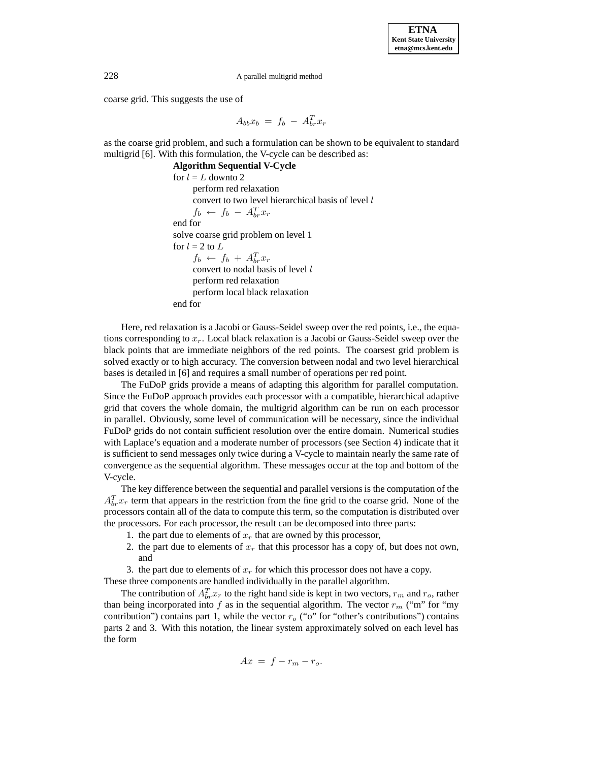coarse grid. This suggests the use of

$$A_{bb}x_b \ = \ f_b \ - \ A_{br}^T x_r$$

as the coarse grid problem, and such a formulation can be shown to be equivalent to standard multigrid [6]. With this formulation, the V-cycle can be described as:

**Algorithm Sequential V-Cycle**

for $l = L$ downto 2
&nbsp;&nbsp;&nbsp;&nbsp;perform red relaxation
&nbsp;&nbsp;&nbsp;&nbsp;convert to two level hierarchical basis of level $l$
&nbsp;&nbsp;&nbsp;&nbsp;$f_b \ \leftarrow \ f_b \ - \ A_{br}^T x_r$
end for
solve coarse grid problem on level 1
for $l$ = 2 to $L$
&nbsp;&nbsp;&nbsp;&nbsp;$f_b \ \leftarrow \ f_b \ + \ A_{br}^T x_r$
&nbsp;&nbsp;&nbsp;&nbsp;convert to nodal basis of level $l$
&nbsp;&nbsp;&nbsp;&nbsp;perform red relaxation
&nbsp;&nbsp;&nbsp;&nbsp;perform local black relaxation
end for

Here, red relaxation is a Jacobi or Gauss-Seidel sweep over the red points, i.e., the equations corresponding to $x_r$. Local black relaxation is a Jacobi or Gauss-Seidel sweep over the black points that are immediate neighbors of the red points. The coarsest grid problem is solved exactly or to high accuracy. The conversion between nodal and two level hierarchical bases is detailed in [6] and requires a small number of operations per red point.

The FuDoP grids provide a means of adapting this algorithm for parallel computation. Since the FuDoP approach provides each processor with a compatible, hierarchical adaptive grid that covers the whole domain, the multigrid algorithm can be run on each processor in parallel. Obviously, some level of communication will be necessary, since the individual FuDoP grids do not contain sufficient resolution over the entire domain. Numerical studies with Laplace's equation and a moderate number of processors (see Section 4) indicate that it is sufficient to send messages only twice during a V-cycle to maintain nearly the same rate of convergence as the sequential algorithm. These messages occur at the top and bottom of the V-cycle.

The key difference between the sequential and parallel versions is the computation of the $A_{br}^T x_r$ term that appears in the restriction from the fine grid to the coarse grid. None of the processors contain all of the data to compute this term, so the computation is distributed over the processors. For each processor, the result can be decomposed into three parts:

1. the part due to elements of $x_r$ that are owned by this processor,
2. the part due to elements of $x_r$ that this processor has a copy of, but does not own, and
3. the part due to elements of $x_r$ for which this processor does not have a copy.

These three components are handled individually in the parallel algorithm.

The contribution of $A_{br}^T x_r$ to the right hand side is kept in two vectors, $r_m$ and $r_o$, rather than being incorporated into $f$ as in the sequential algorithm. The vector $r_m$ ("m" for "my contribution") contains part 1, while the vector $r_o$ ("o" for "other's contributions") contains parts 2 and 3. With this notation, the linear system approximately solved on each level has the form

$$Ax \ = \ f - r_m - r_o.$$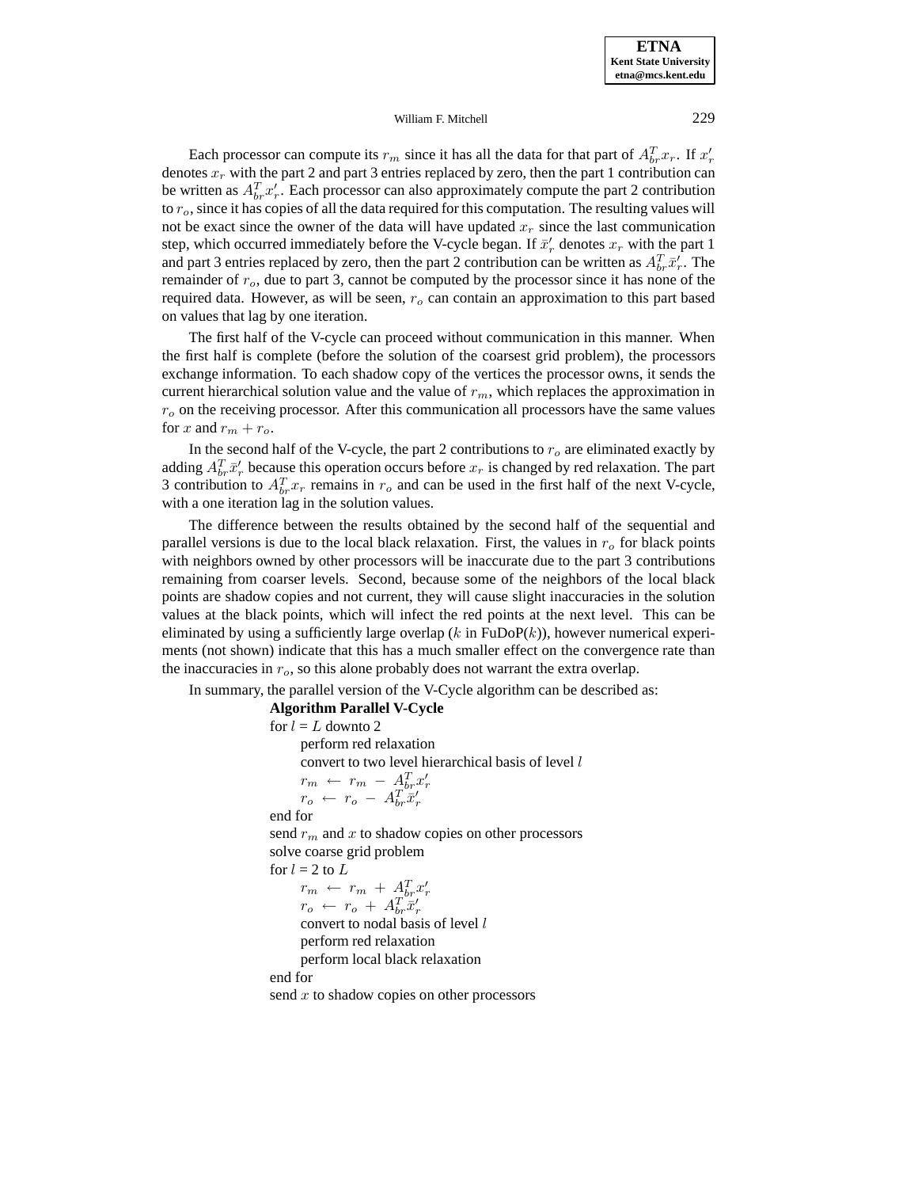Each processor can compute its $r_m$ since it has all the data for that part of $A_{br}^T x_r$. If $x_r'$ denotes $x_r$ with the part 2 and part 3 entries replaced by zero, then the part 1 contribution can be written as $A_{br}^T x_r'$. Each processor can also approximately compute the part 2 contribution to $r_o$, since it has copies of all the data required for this computation. The resulting values will not be exact since the owner of the data will have updated $x_r$ since the last communication step, which occurred immediately before the V-cycle began. If $\bar{x}_r'$ denotes $x_r$ with the part 1 and part 3 entries replaced by zero, then the part 2 contribution can be written as $A_{br}^T \bar{x}_r'$. The remainder of $r_o$, due to part 3, cannot be computed by the processor since it has none of the required data. However, as will be seen, $r_o$ can contain an approximation to this part based on values that lag by one iteration.

The first half of the V-cycle can proceed without communication in this manner. When the first half is complete (before the solution of the coarsest grid problem), the processors exchange information. To each shadow copy of the vertices the processor owns, it sends the current hierarchical solution value and the value of $r_m$, which replaces the approximation in $r_o$ on the receiving processor. After this communication all processors have the same values for $x$ and $r_m + r_o$.

In the second half of the V-cycle, the part 2 contributions to $r_o$ are eliminated exactly by adding $A_{br}^T \bar{x}_r'$ because this operation occurs before $x_r$ is changed by red relaxation. The part 3 contribution to $A_{br}^T x_r$ remains in $r_o$ and can be used in the first half of the next V-cycle, with a one iteration lag in the solution values.

The difference between the results obtained by the second half of the sequential and parallel versions is due to the local black relaxation. First, the values in $r_o$ for black points with neighbors owned by other processors will be inaccurate due to the part 3 contributions remaining from coarser levels. Second, because some of the neighbors of the local black points are shadow copies and not current, they will cause slight inaccuracies in the solution values at the black points, which will infect the red points at the next level. This can be eliminated by using a sufficiently large overlap ($k$ in FuDoP($k$)), however numerical experiments (not shown) indicate that this has a much smaller effect on the convergence rate than the inaccuracies in $r_o$, so this alone probably does not warrant the extra overlap.

In summary, the parallel version of the V-Cycle algorithm can be described as:

**Algorithm Parallel V-Cycle**

for $l$ = $L$ downto 2
- perform red relaxation
- convert to two level hierarchical basis of level $l$
- $r_m \leftarrow r_m - A_{br}^T x_r'$
- $r_o \leftarrow r_o - A_{br}^T \bar{x}_r'$

end for
send $r_m$ and $x$ to shadow copies on other processors
solve coarse grid problem
for $l$ = 2 to $L$
- $r_m \leftarrow r_m + A_{br}^T x_r'$
- $r_o \leftarrow r_o + A_{br}^T \bar{x}_r'$
- convert to nodal basis of level $l$
- perform red relaxation
- perform local black relaxation

end for
send $x$ to shadow copies on other processors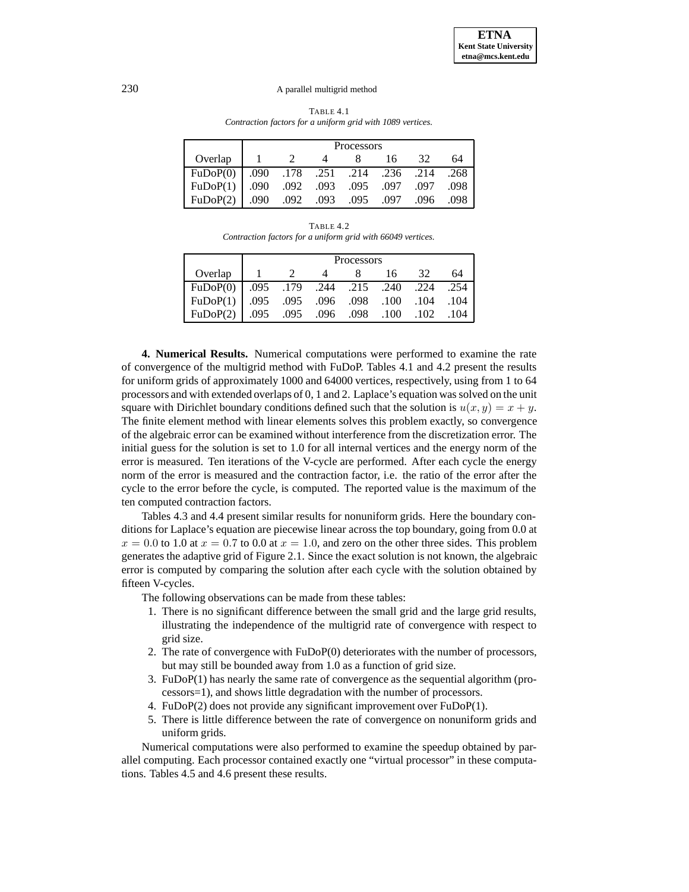TABLE 4.1
*Contraction factors for a uniform grid with 1089 vertices.*

| | Processors | | | | | | |
|---|---|---|---|---|---|---|---|
| Overlap | 1 | 2 | 4 | 8 | 16 | 32 | 64 |
| FuDoP(0) | .090 | .178 | .251 | .214 | .236 | .214 | .268 |
| FuDoP(1) | .090 | .092 | .093 | .095 | .097 | .097 | .098 |
| FuDoP(2) | .090 | .092 | .093 | .095 | .097 | .096 | .098 |

TABLE 4.2
*Contraction factors for a uniform grid with 66049 vertices.*

| | Processors | | | | | | |
|---|---|---|---|---|---|---|---|
| Overlap | 1 | 2 | 4 | 8 | 16 | 32 | 64 |
| FuDoP(0) | .095 | .179 | .244 | .215 | .240 | .224 | .254 |
| FuDoP(1) | .095 | .095 | .096 | .098 | .100 | .104 | .104 |
| FuDoP(2) | .095 | .095 | .096 | .098 | .100 | .102 | .104 |

**4. Numerical Results.** Numerical computations were performed to examine the rate of convergence of the multigrid method with FuDoP. Tables 4.1 and 4.2 present the results for uniform grids of approximately 1000 and 64000 vertices, respectively, using from 1 to 64 processors and with extended overlaps of 0, 1 and 2. Laplace's equation was solved on the unit square with Dirichlet boundary conditions defined such that the solution is $u(x, y) = x + y$. The finite element method with linear elements solves this problem exactly, so convergence of the algebraic error can be examined without interference from the discretization error. The initial guess for the solution is set to 1.0 for all internal vertices and the energy norm of the error is measured. Ten iterations of the V-cycle are performed. After each cycle the energy norm of the error is measured and the contraction factor, i.e. the ratio of the error after the cycle to the error before the cycle, is computed. The reported value is the maximum of the ten computed contraction factors.

Tables 4.3 and 4.4 present similar results for nonuniform grids. Here the boundary conditions for Laplace's equation are piecewise linear across the top boundary, going from 0.0 at $x = 0.0$ to 1.0 at $x = 0.7$ to 0.0 at $x = 1.0$, and zero on the other three sides. This problem generates the adaptive grid of Figure 2.1. Since the exact solution is not known, the algebraic error is computed by comparing the solution after each cycle with the solution obtained by fifteen V-cycles.

The following observations can be made from these tables:

1. There is no significant difference between the small grid and the large grid results, illustrating the independence of the multigrid rate of convergence with respect to grid size.
2. The rate of convergence with FuDoP(0) deteriorates with the number of processors, but may still be bounded away from 1.0 as a function of grid size.
3. FuDoP(1) has nearly the same rate of convergence as the sequential algorithm (processors=1), and shows little degradation with the number of processors.
4. FuDoP(2) does not provide any significant improvement over FuDoP(1).
5. There is little difference between the rate of convergence on nonuniform grids and uniform grids.

Numerical computations were also performed to examine the speedup obtained by parallel computing. Each processor contained exactly one "virtual processor" in these computations. Tables 4.5 and 4.6 present these results.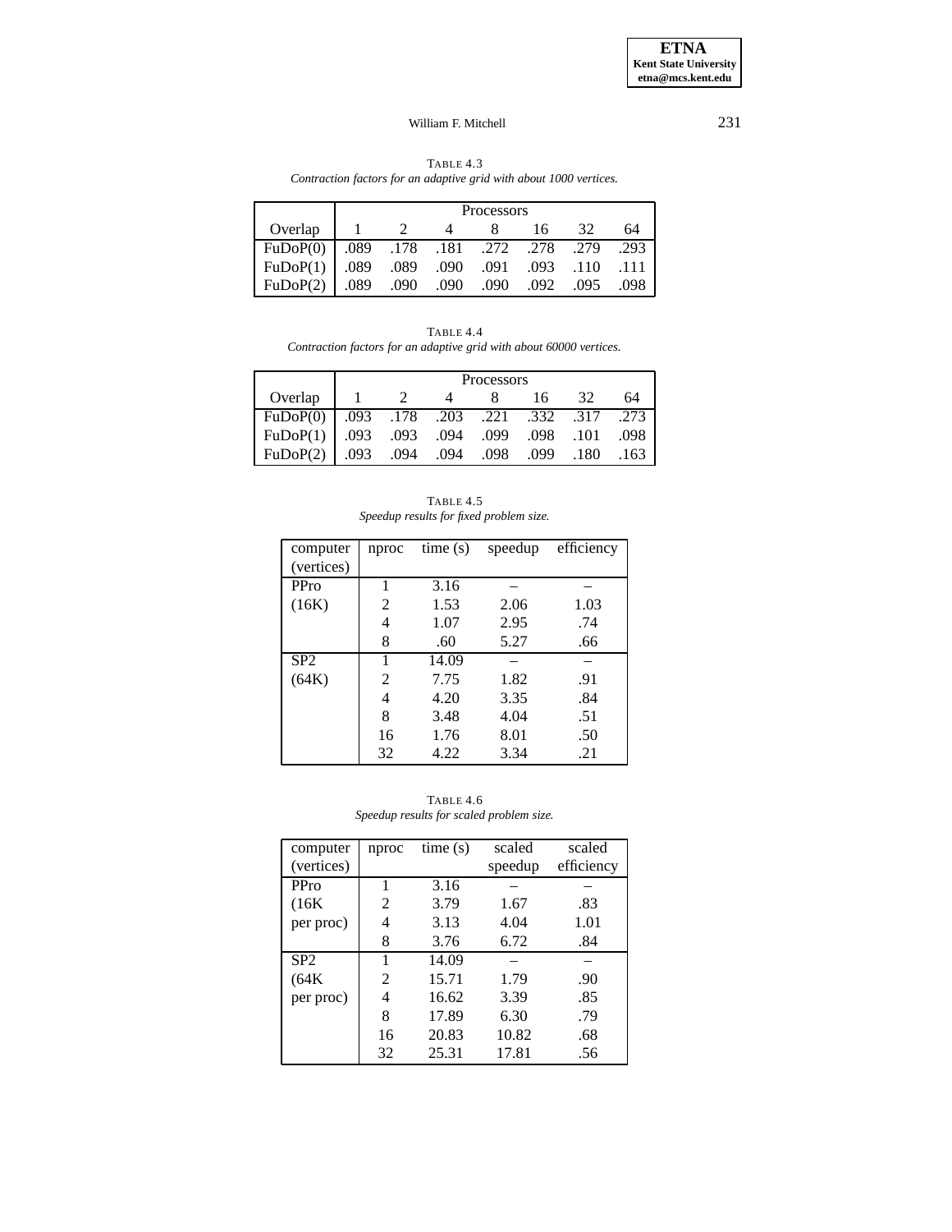TABLE 4.3
*Contraction factors for an adaptive grid with about 1000 vertices.*

| | Processors | | | | | | |
|---|---|---|---|---|---|---|---|
| Overlap | 1 | 2 | 4 | 8 | 16 | 32 | 64 |
| FuDoP(0) | .089 | .178 | .181 | .272 | .278 | .279 | .293 |
| FuDoP(1) | .089 | .089 | .090 | .091 | .093 | .110 | .111 |
| FuDoP(2) | .089 | .090 | .090 | .090 | .092 | .095 | .098 |

TABLE 4.4
*Contraction factors for an adaptive grid with about 60000 vertices.*

| | Processors | | | | | | |
|---|---|---|---|---|---|---|---|
| Overlap | 1 | 2 | 4 | 8 | 16 | 32 | 64 |
| FuDoP(0) | .093 | .178 | .203 | .221 | .332 | .317 | .273 |
| FuDoP(1) | .093 | .093 | .094 | .099 | .098 | .101 | .098 |
| FuDoP(2) | .093 | .094 | .094 | .098 | .099 | .180 | .163 |

TABLE 4.5
*Speedup results for fixed problem size.*

| computer (vertices) | nproc | time (s) | speedup | efficiency |
|---|---|---|---|---|
| PPro | 1 | 3.16 | – | – |
| (16K) | 2 | 1.53 | 2.06 | 1.03 |
| | 4 | 1.07 | 2.95 | .74 |
| | 8 | .60 | 5.27 | .66 |
| SP2 | 1 | 14.09 | – | – |
| (64K) | 2 | 7.75 | 1.82 | .91 |
| | 4 | 4.20 | 3.35 | .84 |
| | 8 | 3.48 | 4.04 | .51 |
| | 16 | 1.76 | 8.01 | .50 |
| | 32 | 4.22 | 3.34 | .21 |

TABLE 4.6
*Speedup results for scaled problem size.*

| computer (vertices) | nproc | time (s) | scaled speedup | scaled efficiency |
|---|---|---|---|---|
| PPro | 1 | 3.16 | – | – |
| (16K | 2 | 3.79 | 1.67 | .83 |
| per proc) | 4 | 3.13 | 4.04 | 1.01 |
| | 8 | 3.76 | 6.72 | .84 |
| SP2 | 1 | 14.09 | – | – |
| (64K | 2 | 15.71 | 1.79 | .90 |
| per proc) | 4 | 16.62 | 3.39 | .85 |
| | 8 | 17.89 | 6.30 | .79 |
| | 16 | 20.83 | 10.82 | .68 |
| | 32 | 25.31 | 17.81 | .56 |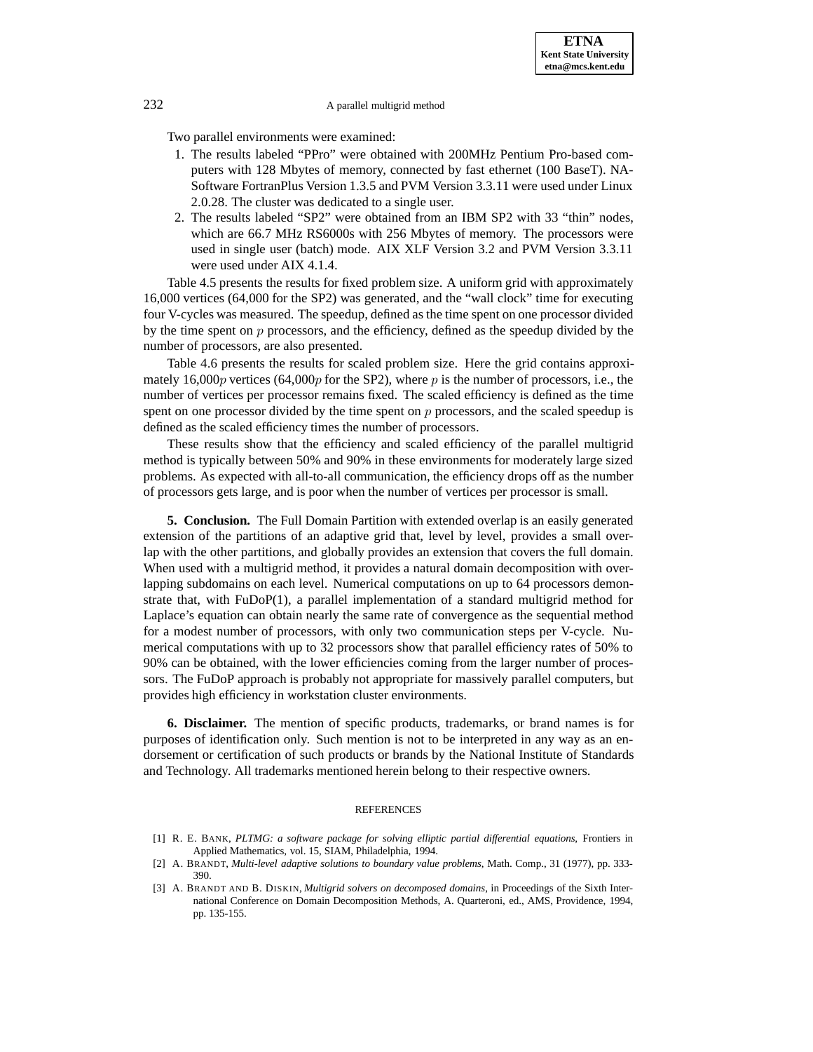Two parallel environments were examined:

1. The results labeled "PPro" were obtained with 200MHz Pentium Pro-based computers with 128 Mbytes of memory, connected by fast ethernet (100 BaseT). NA-Software FortranPlus Version 1.3.5 and PVM Version 3.3.11 were used under Linux 2.0.28. The cluster was dedicated to a single user.
2. The results labeled "SP2" were obtained from an IBM SP2 with 33 "thin" nodes, which are 66.7 MHz RS6000s with 256 Mbytes of memory. The processors were used in single user (batch) mode. AIX XLF Version 3.2 and PVM Version 3.3.11 were used under AIX 4.1.4.

Table 4.5 presents the results for fixed problem size. A uniform grid with approximately 16,000 vertices (64,000 for the SP2) was generated, and the "wall clock" time for executing four V-cycles was measured. The speedup, defined as the time spent on one processor divided by the time spent on $p$ processors, and the efficiency, defined as the speedup divided by the number of processors, are also presented.

Table 4.6 presents the results for scaled problem size. Here the grid contains approximately 16,000$p$ vertices (64,000$p$ for the SP2), where $p$ is the number of processors, i.e., the number of vertices per processor remains fixed. The scaled efficiency is defined as the time spent on one processor divided by the time spent on $p$ processors, and the scaled speedup is defined as the scaled efficiency times the number of processors.

These results show that the efficiency and scaled efficiency of the parallel multigrid method is typically between 50% and 90% in these environments for moderately large sized problems. As expected with all-to-all communication, the efficiency drops off as the number of processors gets large, and is poor when the number of vertices per processor is small.

**5. Conclusion.** The Full Domain Partition with extended overlap is an easily generated extension of the partitions of an adaptive grid that, level by level, provides a small overlap with the other partitions, and globally provides an extension that covers the full domain. When used with a multigrid method, it provides a natural domain decomposition with overlapping subdomains on each level. Numerical computations on up to 64 processors demonstrate that, with FuDoP(1), a parallel implementation of a standard multigrid method for Laplace's equation can obtain nearly the same rate of convergence as the sequential method for a modest number of processors, with only two communication steps per V-cycle. Numerical computations with up to 32 processors show that parallel efficiency rates of 50% to 90% can be obtained, with the lower efficiencies coming from the larger number of processors. The FuDoP approach is probably not appropriate for massively parallel computers, but provides high efficiency in workstation cluster environments.

**6. Disclaimer.** The mention of specific products, trademarks, or brand names is for purposes of identification only. Such mention is not to be interpreted in any way as an endorsement or certification of such products or brands by the National Institute of Standards and Technology. All trademarks mentioned herein belong to their respective owners.

## REFERENCES

[1] R. E. BANK, *PLTMG: a software package for solving elliptic partial differential equations*, Frontiers in Applied Mathematics, vol. 15, SIAM, Philadelphia, 1994.

[2] A. BRANDT, *Multi-level adaptive solutions to boundary value problems*, Math. Comp., 31 (1977), pp. 333-390.

[3] A. BRANDT AND B. DISKIN, *Multigrid solvers on decomposed domains*, in Proceedings of the Sixth International Conference on Domain Decomposition Methods, A. Quarteroni, ed., AMS, Providence, 1994, pp. 135-155.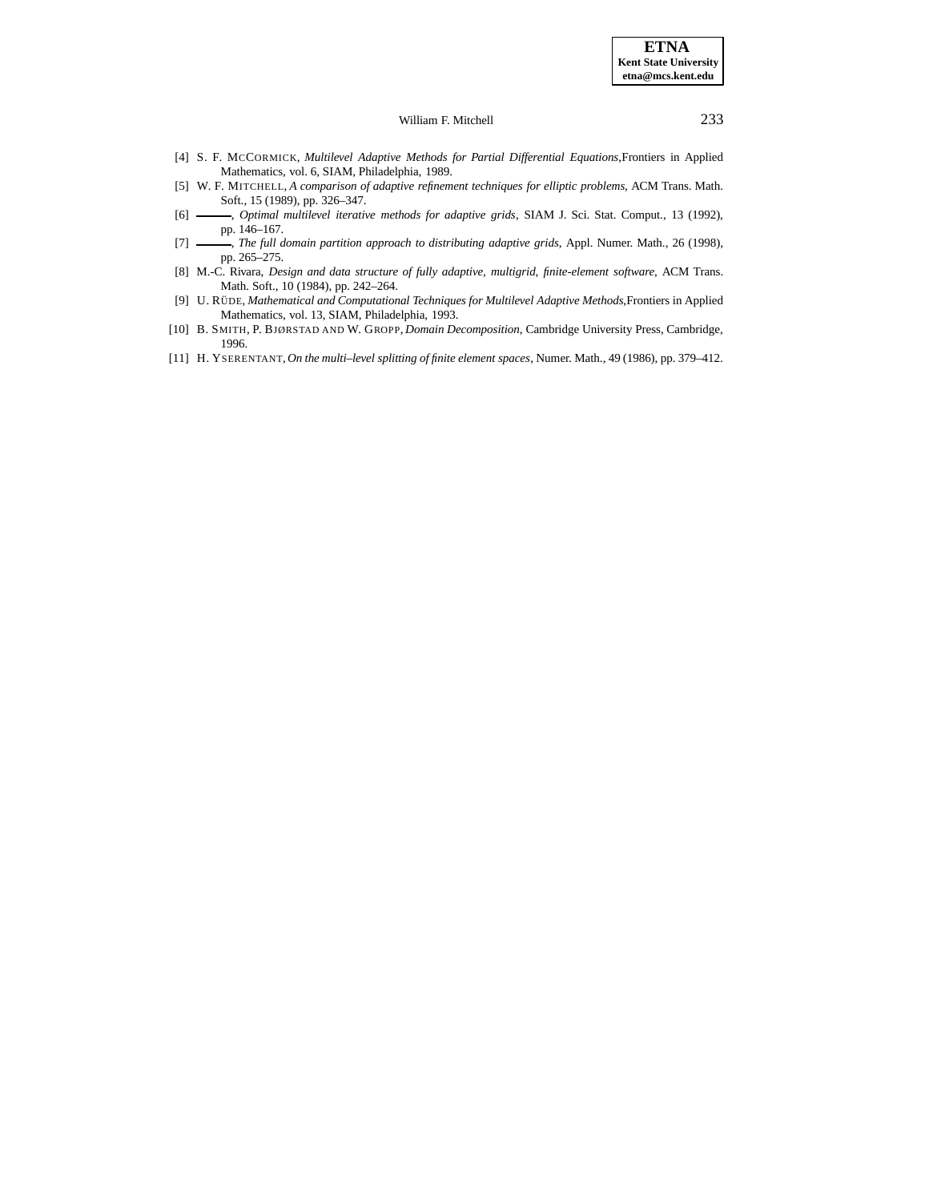[4] S. F. McCormick, *Multilevel Adaptive Methods for Partial Differential Equations*,Frontiers in Applied Mathematics, vol. 6, SIAM, Philadelphia, 1989.

[5] W. F. Mitchell, *A comparison of adaptive refinement techniques for elliptic problems*, ACM Trans. Math. Soft., 15 (1989), pp. 326–347.

[6] ———, *Optimal multilevel iterative methods for adaptive grids*, SIAM J. Sci. Stat. Comput., 13 (1992), pp. 146–167.

[7] ———, *The full domain partition approach to distributing adaptive grids*, Appl. Numer. Math., 26 (1998), pp. 265–275.

[8] M.-C. Rivara, *Design and data structure of fully adaptive, multigrid, finite-element software*, ACM Trans. Math. Soft., 10 (1984), pp. 242–264.

[9] U. Rüde, *Mathematical and Computational Techniques for Multilevel Adaptive Methods*,Frontiers in Applied Mathematics, vol. 13, SIAM, Philadelphia, 1993.

[10] B. Smith, P. Bjørstad and W. Gropp, *Domain Decomposition*, Cambridge University Press, Cambridge, 1996.

[11] H. Yserentant, *On the multi–level splitting of finite element spaces*, Numer. Math., 49 (1986), pp. 379–412.